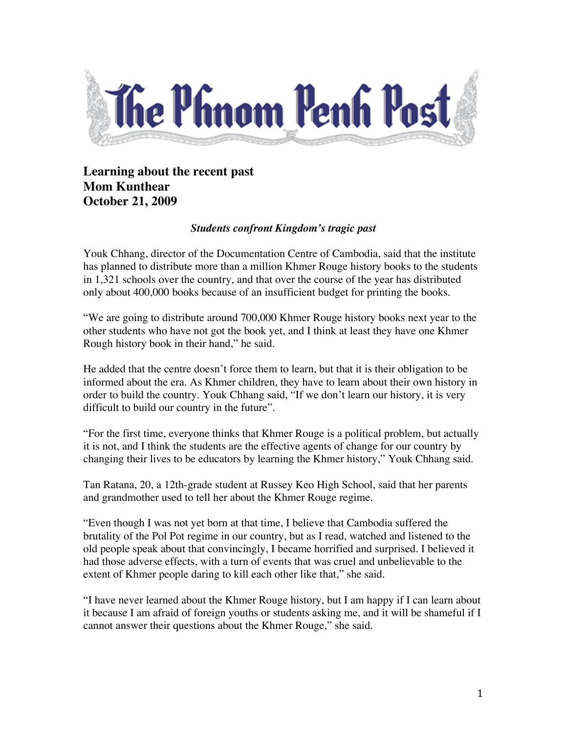# The Phnom Penh Post

**Learning about the recent past**
**Mom Kunthear**
**October 21, 2009**

***Students confront Kingdom's tragic past***

Youk Chhang, director of the Documentation Centre of Cambodia, said that the institute has planned to distribute more than a million Khmer Rouge history books to the students in 1,321 schools over the country, and that over the course of the year has distributed only about 400,000 books because of an insufficient budget for printing the books.

"We are going to distribute around 700,000 Khmer Rouge history books next year to the other students who have not got the book yet, and I think at least they have one Khmer Rough history book in their hand," he said.

He added that the centre doesn't force them to learn, but that it is their obligation to be informed about the era. As Khmer children, they have to learn about their own history in order to build the country. Youk Chhang said, "If we don't learn our history, it is very difficult to build our country in the future".

"For the first time, everyone thinks that Khmer Rouge is a political problem, but actually it is not, and I think the students are the effective agents of change for our country by changing their lives to be educators by learning the Khmer history," Youk Chhang said.

Tan Ratana, 20, a 12th-grade student at Russey Keo High School, said that her parents and grandmother used to tell her about the Khmer Rouge regime.

"Even though I was not yet born at that time, I believe that Cambodia suffered the brutality of the Pol Pot regime in our country, but as I read, watched and listened to the old people speak about that convincingly, I became horrified and surprised. I believed it had those adverse effects, with a turn of events that was cruel and unbelievable to the extent of Khmer people daring to kill each other like that," she said.

"I have never learned about the Khmer Rouge history, but I am happy if I can learn about it because I am afraid of foreign youths or students asking me, and it will be shameful if I cannot answer their questions about the Khmer Rouge," she said.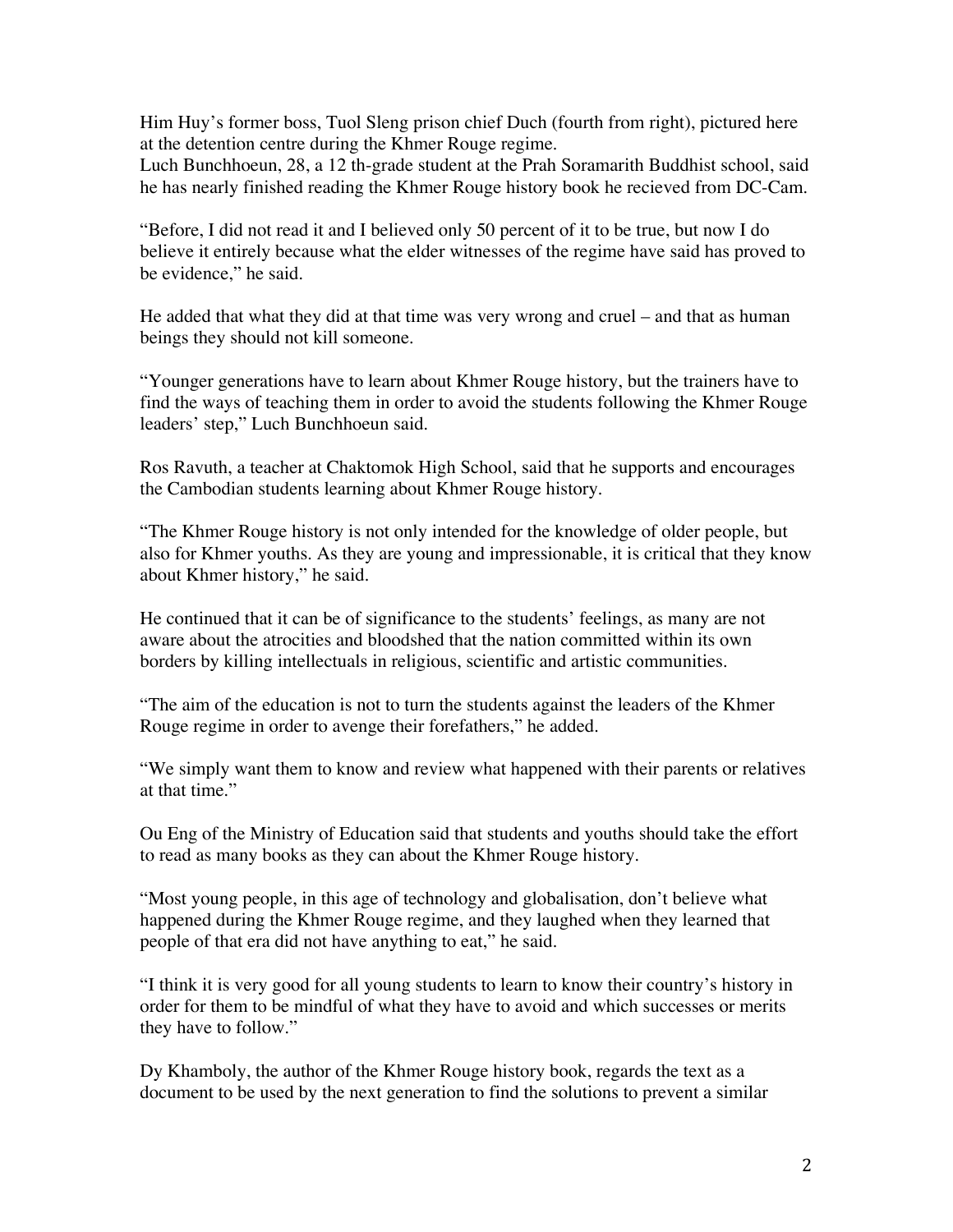Him Huy's former boss, Tuol Sleng prison chief Duch (fourth from right), pictured here at the detention centre during the Khmer Rouge regime.
Luch Bunchhoeun, 28, a 12 th-grade student at the Prah Soramarith Buddhist school, said he has nearly finished reading the Khmer Rouge history book he recieved from DC-Cam.

"Before, I did not read it and I believed only 50 percent of it to be true, but now I do believe it entirely because what the elder witnesses of the regime have said has proved to be evidence," he said.

He added that what they did at that time was very wrong and cruel – and that as human beings they should not kill someone.

"Younger generations have to learn about Khmer Rouge history, but the trainers have to find the ways of teaching them in order to avoid the students following the Khmer Rouge leaders' step," Luch Bunchhoeun said.

Ros Ravuth, a teacher at Chaktomok High School, said that he supports and encourages the Cambodian students learning about Khmer Rouge history.

"The Khmer Rouge history is not only intended for the knowledge of older people, but also for Khmer youths. As they are young and impressionable, it is critical that they know about Khmer history," he said.

He continued that it can be of significance to the students' feelings, as many are not aware about the atrocities and bloodshed that the nation committed within its own borders by killing intellectuals in religious, scientific and artistic communities.

"The aim of the education is not to turn the students against the leaders of the Khmer Rouge regime in order to avenge their forefathers," he added.

"We simply want them to know and review what happened with their parents or relatives at that time."

Ou Eng of the Ministry of Education said that students and youths should take the effort to read as many books as they can about the Khmer Rouge history.

"Most young people, in this age of technology and globalisation, don't believe what happened during the Khmer Rouge regime, and they laughed when they learned that people of that era did not have anything to eat," he said.

"I think it is very good for all young students to learn to know their country's history in order for them to be mindful of what they have to avoid and which successes or merits they have to follow."

Dy Khamboly, the author of the Khmer Rouge history book, regards the text as a document to be used by the next generation to find the solutions to prevent a similar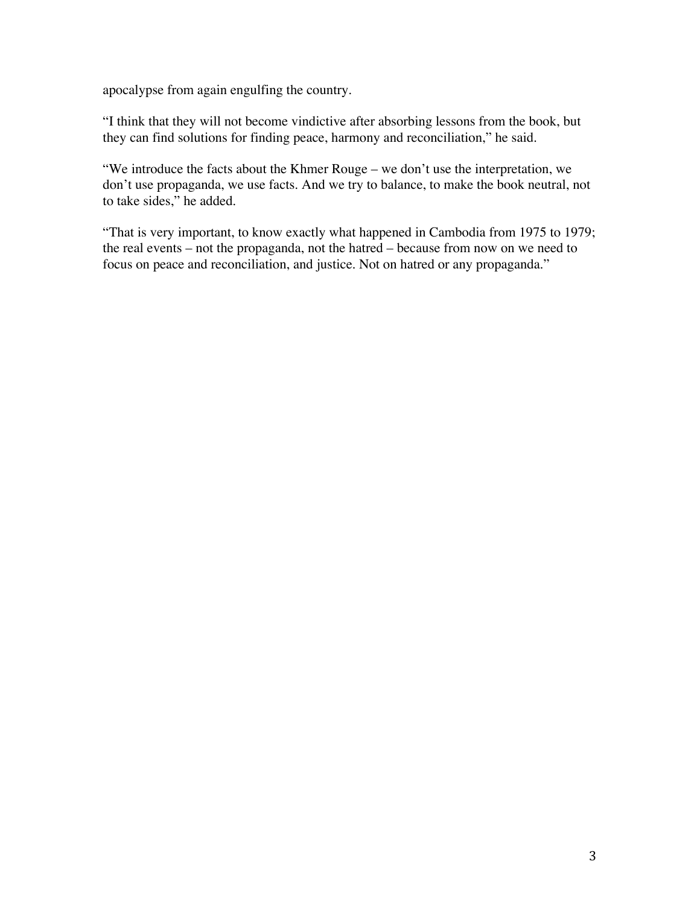apocalypse from again engulfing the country.

"I think that they will not become vindictive after absorbing lessons from the book, but they can find solutions for finding peace, harmony and reconciliation," he said.

"We introduce the facts about the Khmer Rouge – we don't use the interpretation, we don't use propaganda, we use facts. And we try to balance, to make the book neutral, not to take sides," he added.

"That is very important, to know exactly what happened in Cambodia from 1975 to 1979; the real events – not the propaganda, not the hatred – because from now on we need to focus on peace and reconciliation, and justice. Not on hatred or any propaganda."